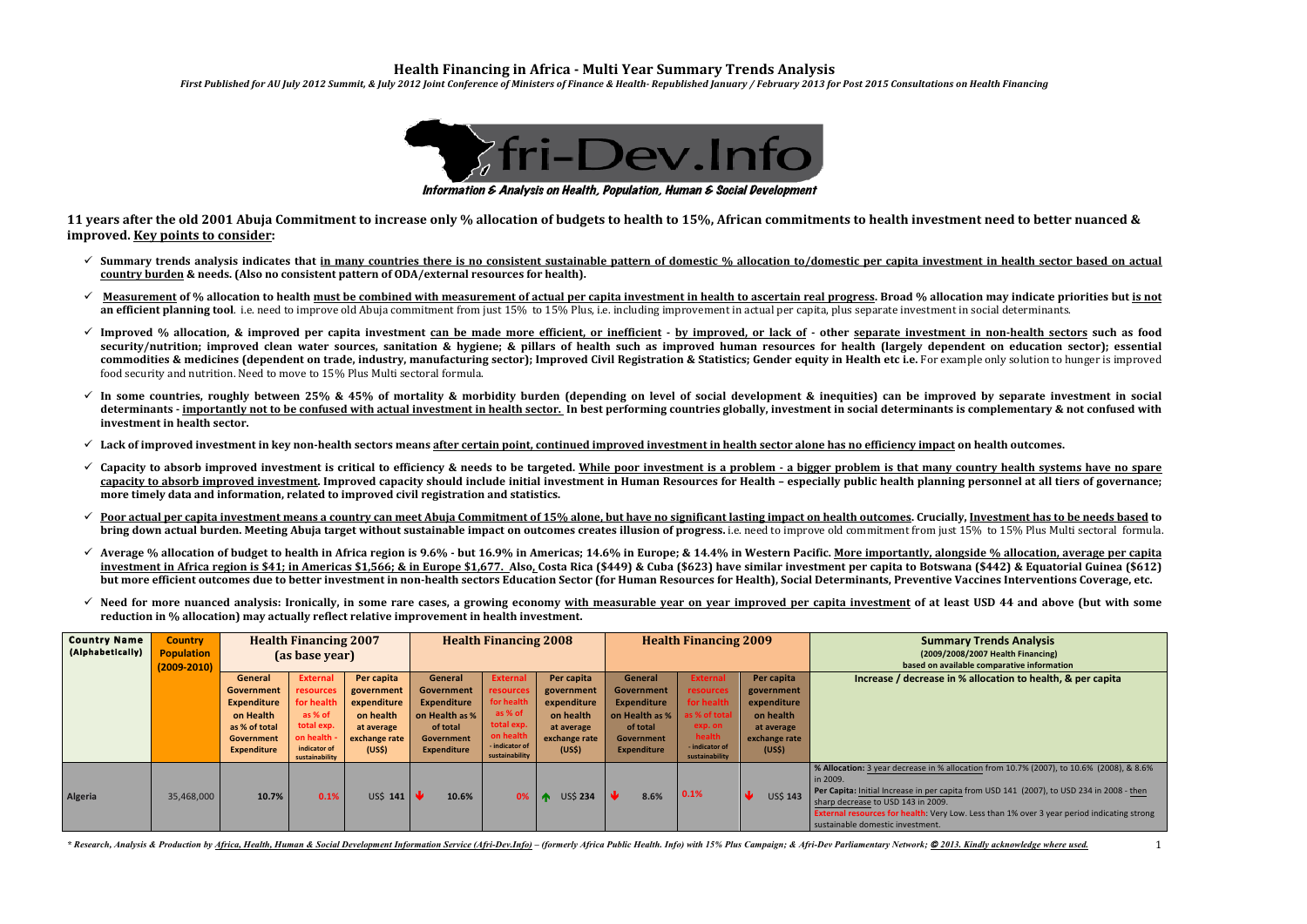# Health Financing in Africa - Multi Year Summary Trends Analysis

*First Published for AU July 2012 Summit, & July 2012 Joint Conference of Ministers of Finance & Health- Republished January / February 2013 for Post 2015 Consultations on Health Financing*

Afri-Dev.Info

*Information & Analysis on Health, Population, Human & Social Development*

**11 years after the old 2001 Abuja Commitment to increase only % allocation of budgets to health to 15%, African commitments to health investment need to better nuanced & improved. Key points to consider:**

- **Summary trends analysis indicates that in many countries there is no consistent sustainable pattern of domestic % allocation to/domestic per capita investment in health sector based on actual country burden & needs. (Also no consistent pattern of ODA/external resources for health).**
- **Measurement of % allocation to health must be combined with measurement of actual per capita investment in health to ascertain real progress. Broad % allocation may indicate priorities but is not an efficient planning tool**. i.e. need to improve old Abuja commitment from just 15% to 15% Plus, i.e. including improvement in actual per capita, plus separate investment in social determinants.
- **Improved % allocation, & improved per capita investment can be made more efficient, or inefficient - by improved, or lack of - other separate investment in non-health sectors such as food security/nutrition; improved clean water sources, sanitation & hygiene; & pillars of health such as improved human resources for health (largely dependent on education sector); essential commodities & medicines (dependent on trade, industry, manufacturing sector); Improved Civil Registration & Statistics; Gender equity in Health etc i.e.** For example only solution to hunger is improved food security and nutrition. Need to move to 15% Plus Multi sectoral formula.
- **In some countries, roughly between 25% & 45% of mortality & morbidity burden (depending on level of social development & inequities) can be improved by separate investment in social determinants - importantly not to be confused with actual investment in health sector. In best performing countries globally, investment in social determinants is complementary & not confused with investment in health sector.**
- **Lack of improved investment in key non-health sectors means after certain point, continued improved investment in health sector alone has no efficiency impact on health outcomes.**
- **Capacity to absorb improved investment is critical to efficiency & needs to be targeted. While poor investment is a problem - a bigger problem is that many country health systems have no spare capacity to absorb improved investment. Improved capacity should include initial investment in Human Resources for Health – especially public health planning personnel at all tiers of governance; more timely data and information, related to improved civil registration and statistics.**
- **Poor actual per capita investment means a country can meet Abuja Commitment of 15% alone, but have no significant lasting impact on health outcomes. Crucially, Investment has to be needs based to bring down actual burden. Meeting Abuja target without sustainable impact on outcomes creates illusion of progress.** i.e. need to improve old commitment from just 15% to 15% Plus Multi sectoral formula.
- **Average % allocation of budget to health in Africa region is 9.6% - but 16.9% in Americas; 14.6% in Europe; & 14.4% in Western Pacific. More importantly, alongside % allocation, average per capita investment in Africa region is $41; in Americas $1,566; & in Europe $1,677. Also, Costa Rica ($449) & Cuba ($623) have similar investment per capita to Botswana ($442) & Equatorial Guinea ($612) but more efficient outcomes due to better investment in non-health sectors Education Sector (for Human Resources for Health), Social Determinants, Preventive Vaccines Interventions Coverage, etc.**
- **Need for more nuanced analysis: Ironically, in some rare cases, a growing economy with measurable year on year improved per capita investment of at least USD 44 and above (but with some reduction in % allocation) may actually reflect relative improvement in health investment.**

| Country Name (Alphabetically) | Country Population (2009-2010) | Health Financing 2007 (as base year) | | | Health Financing 2008 | | | Health Financing 2009 | | | Summary Trends Analysis (2009/2008/2007 Health Financing) based on available comparative information |
|---|---|---|---|---|---|---|---|---|---|---|---|
| | | General Government Expenditure on Health as % of total Government Expenditure | External resources for health as % of total exp. on health - indicator of sustainability | Per capita government expenditure on health at average exchange rate (US$) | General Government Expenditure on Health as % of total Government Expenditure | External resources for health as % of total exp. on health - indicator of sustainability | Per capita government expenditure on health at average exchange rate (US$) | General Government Expenditure on Health as % of total Government Expenditure | External resources for health as % of total exp. on health - indicator of sustainability | Per capita government expenditure on health at average exchange rate (US$) | Increase / decrease in % allocation to health, & per capita |
| Algeria | 35,468,000 | 10.7% | 0.1% | US$ 141 | ↓ 10.6% | 0% | ↑ US$ 234 | ↓ 8.6% | 0.1% | ↓ US$ 143 | **% Allocation:** 3 year decrease in % allocation from 10.7% (2007), to 10.6% (2008), & 8.6% in 2009. **Per Capita:** Initial Increase in per capita from USD 141 (2007), to USD 234 in 2008 - then sharp decrease to USD 143 in 2009. **External resources for health:** Very Low. Less than 1% over 3 year period indicating strong sustainable domestic investment. |

*\* Research, Analysis & Production by Africa, Health, Human & Social Development Information Service (Afri-Dev.Info) – (formerly Africa Public Health. Info) with 15% Plus Campaign; & Afri-Dev Parliamentary Network; © 2013. Kindly acknowledge where used.*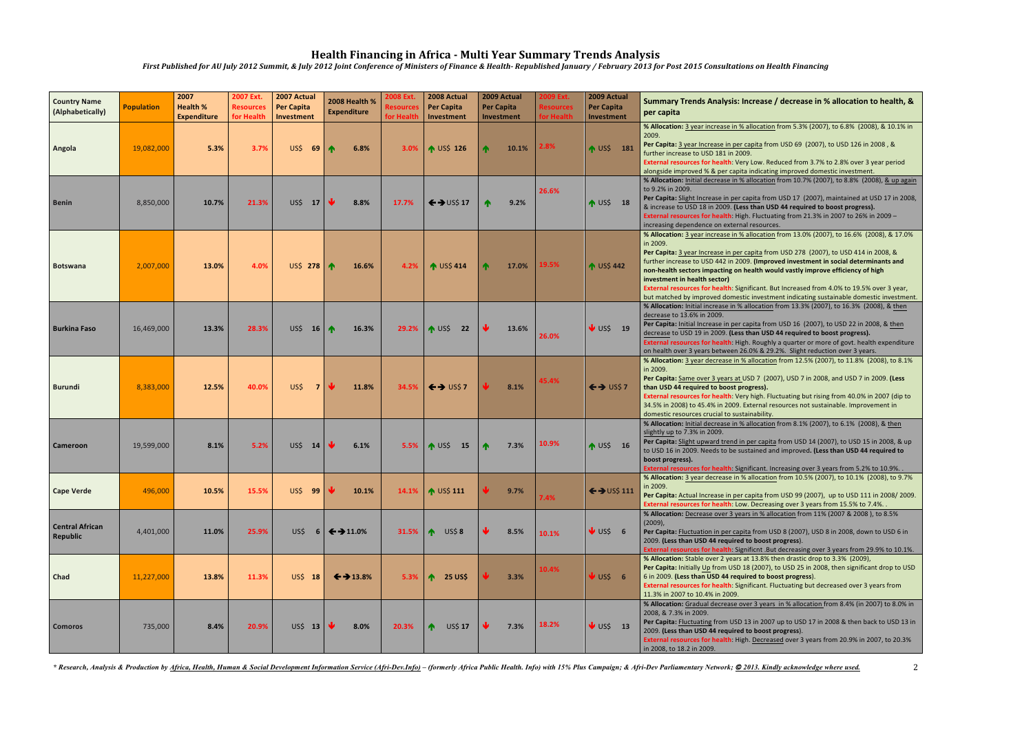# Health Financing in Africa - Multi Year Summary Trends Analysis

*First Published for AU July 2012 Summit, & July 2012 Joint Conference of Ministers of Finance & Health- Republished January / February 2013 for Post 2015 Consultations on Health Financing*

| Country Name (Alphabetically) | Population | 2007 Health % Expenditure | 2007 Ext. Resources for Health | 2007 Actual Per Capita Investment | 2008 Health % Expenditure | 2008 Ext. Resources for Health | 2008 Actual Per Capita Investment | 2009 Actual Per Capita Investment | 2009 Ext. Resources for Health | 2009 Actual Per Capita Investment | Summary Trends Analysis: Increase / decrease in % allocation to health, & per capita |
|---|---|---|---|---|---|---|---|---|---|---|---|
| Angola | 19,082,000 | 5.3% | 3.7% | US$ 69 | ↑ 6.8% | 3.0% | ↑ US$ 126 | ↑ 10.1% | 2.8% | ↑ US$ 181 | **% Allocation:** 3 year increase in % allocation from 5.3% (2007), to 6.8% (2008), & 10.1% in 2009. **Per Capita:** 3 year Increase in per capita from USD 69 (2007), to USD 126 in 2008 , & further increase to USD 181 in 2009. **External resources for health:** Very Low. Reduced from 3.7% to 2.8% over 3 year period alongside improved % & per capita indicating improved domestic investment. |
| Benin | 8,850,000 | 10.7% | 21.3% | US$ 17 | ↓ 8.8% | 17.7% | ←→ US$ 17 | ↑ 9.2% | 26.6% | ↑ US$ 18 | **% Allocation:** Initial decrease in % allocation from 10.7% (2007), to 8.8% (2008), & up again to 9.2% in 2009. **Per Capita:** Slight Increase in per capita from USD 17 (2007), maintained at USD 17 in 2008, & increase to USD 18 in 2009. **(Less than USD 44 required to boost progress). External resources for health:** High. Fluctuating from 21.3% in 2007 to 26% in 2009 – increasing dependence on external resources. |
| Botswana | 2,007,000 | 13.0% | 4.0% | US$ 278 | ↑ 16.6% | 4.2% | ↑ US$ 414 | ↑ 17.0% | 19.5% | ↑ US$ 442 | **% Allocation:** 3 year increase in % allocation from 13.0% (2007), to 16.6% (2008), & 17.0% in 2009. **Per Capita:** 3 year Increase in per capita from USD 278 (2007), to USD 414 in 2008, & further increase to USD 442 in 2009. **(Improved investment in social determinants and non-health sectors impacting on health would vastly improve efficiency of high investment in health sector) External resources for health:** Significant. But Increased from 4.0% to 19.5% over 3 year, but matched by improved domestic investment indicating sustainable domestic investment. |
| Burkina Faso | 16,469,000 | 13.3% | 28.3% | US$ 16 | ↑ 16.3% | 29.2% | ↑ US$ 22 | ↓ 13.6% | 26.0% | ↓ US$ 19 | **% Allocation:** Initial increase in % allocation from 13.3% (2007), to 16.3% (2008), & then decrease to 13.6% in 2009. **Per Capita:** Initial Increase in per capita from USD 16 (2007), to USD 22 in 2008, & then decrease to USD 19 in 2009. **(Less than USD 44 required to boost progress). External resources for health:** High. Roughly a quarter or more of govt. health expenditure on health over 3 years between 26.0% & 29.2%. Slight reduction over 3 years. |
| Burundi | 8,383,000 | 12.5% | 40.0% | US$ 7 | ↓ 11.8% | 34.5% | ←→ US$ 7 | ↓ 8.1% | 45.4% | ←→ US$ 7 | **% Allocation:** 3 year decrease in % allocation from 12.5% (2007), to 11.8% (2008), to 8.1% in 2009. **Per Capita:** Same over 3 years at USD 7 (2007), USD 7 in 2008, and USD 7 in 2009. **(Less than USD 44 required to boost progress). External resources for health:** Very high. Fluctuating but rising from 40.0% in 2007 (dip to 34.5% in 2008) to 45.4% in 2009. External resources not sustainable. Improvement in domestic resources crucial to sustainability. |
| Cameroon | 19,599,000 | 8.1% | 5.2% | US$ 14 | ↓ 6.1% | 5.5% | ↑ US$ 15 | ↑ 7.3% | 10.9% | ↑ US$ 16 | **% Allocation:** Initial decrease in % allocation from 8.1% (2007), to 6.1% (2008), & then slightly up to 7.3% in 2009. **Per Capita:** Slight upward trend in per capita from USD 14 (2007), to USD 15 in 2008, & up to USD 16 in 2009. Needs to be sustained and improved**. (Less than USD 44 required to boost progress). External resources for health:** Significant. Increasing over 3 years from 5.2% to 10.9%. . |
| Cape Verde | 496,000 | 10.5% | 15.5% | US$ 99 | ↓ 10.1% | 14.1% | ↑ US$ 111 | ↓ 9.7% | 7.4% | ←→ US$ 111 | **% Allocation:** 3 year decrease in % allocation from 10.5% (2007), to 10.1% (2008), to 9.7% in 2009. **Per Capita:** Actual Increase in per capita from USD 99 (2007), up to USD 111 in 2008/ 2009. **External resources for health:** Low. Decreasing over 3 years from 15.5% to 7.4%. . |
| Central African Republic | 4,401,000 | 11.0% | 25.9% | US$ 6 | ←→ 11.0% | 31.5% | ↑ US$ 8 | ↓ 8.5% | 10.1% | ↓ US$ 6 | **% Allocation:** Decrease over 3 years in % allocation from 11% (2007 & 2008 ), to 8.5% (2009), **Per Capita:** Fluctuation in per capita from USD 8 (2007), USD 8 in 2008, down to USD 6 in 2009. **(Less than USD 44 required to boost progress) External resources for health:** Significant .But decreasing over 3 years from 29.9% to 10.1%. |
| Chad | 11,227,000 | 13.8% | 11.3% | US$ 18 | ←→ 13.8% | 5.3% | ↑ 25 US$ | ↓ 3.3% | 10.4% | ↓ US$ 6 | **% Allocation:** Stable over 2 years at 13.8% then drastic drop to 3.3% (2009), **Per Capita:** Initially Up from USD 18 (2007), to USD 25 in 2008, then significant drop to USD 6 in 2009. **(Less than USD 44 required to boost progress). External resources for health:** Significant. Fluctuating but decreased over 3 years from 11.3% in 2007 to 10.4% in 2009. |
| Comoros | 735,000 | 8.4% | 20.9% | US$ 13 | ↓ 8.0% | 20.3% | ↑ US$ 17 | ↓ 7.3% | 18.2% | ↓ US$ 13 | **% Allocation:** Gradual decrease over 3 years in % allocation from 8.4% (in 2007) to 8.0% in 2008, & 7.3% in 2009. **Per Capita:** Fluctuating from USD 13 in 2007 up to USD 17 in 2008 & then back to USD 13 in 2009. **(Less than USD 44 required to boost progress). External resources for health:** High. Decreased over 3 years from 20.9% in 2007, to 20.3% in 2008, to 18.2 in 2009. |

*\* Research, Analysis & Production by Africa, Health, Human & Social Development Information Service (Afri-Dev.Info) – (formerly Africa Public Health. Info) with 15% Plus Campaign; & Afri-Dev Parliamentary Network; © 2013. Kindly acknowledge where used.*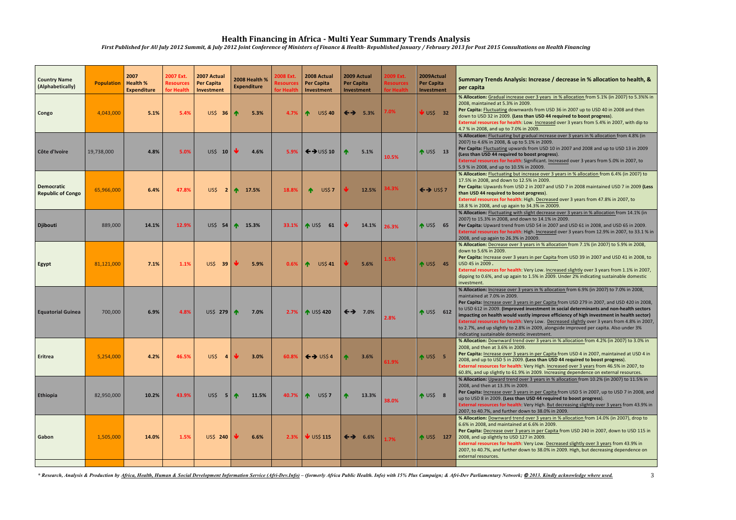# Health Financing in Africa - Multi Year Summary Trends Analysis

*First Published for AU July 2012 Summit, & July 2012 Joint Conference of Ministers of Finance & Health- Republished January / February 2013 for Post 2015 Consultations on Health Financing*

| Country Name (Alphabetically) | Population | 2007 Health % Expenditure | 2007 Ext. Resources for Health | 2007 Actual Per Capita Investment | 2008 Health % Expenditure | 2008 Ext. Resources for Health | 2008 Actual Per Capita Investment | 2009 Actual Per Capita Investment | 2009 Ext. Resources for Health | 2009Actual Per Capita Investment | Summary Trends Analysis: Increase / decrease in % allocation to health, & per capita |
|---|---|---|---|---|---|---|---|---|---|---|---|
| Congo | 4,043,000 | 5.1% | 5.4% | US$ 36 | ↑ 5.3% | 4.7% | ↑ US$ 40 | ←→ 5.3% | 7.0% | ↓ US$ 32 | **% Allocation:** Gradual increase over 3 years in % allocation from 5.1% (in 2007) to 5.3%% in 2008, maintained at 5.3% in 2009. **Per Capita:** Fluctuating downwards from USD 36 in 2007 up to USD 40 in 2008 and then down to USD 32 in 2009. **(Less than USD 44 required to boost progress)**. **External resources for health:** Low. Increased over 3 years from 5.4% in 2007, with dip to 4.7 % in 2008, and up to 7.0% in 2009. |
| Côte d'Ivoire | 19,738,000 | 4.8% | 5.0% | US$ 10 | ↓ 4.6% | 5.9% | ←→ US$ 10 | ↑ 5.1% | 10.5% | ↑ US$ 13 | **% Allocation:** Fluctuating but gradual increase over 3 years in % allocation from 4.8% (in 2007) to 4.6% in 2008, & up to 5.1% in 2009. **Per Capita:** Fluctuating upwards from USD 10 in 2007 and 2008 and up to USD 13 in 2009 **(Less than USD 44 required to boost progress)**. **External resources for health:** Significant. Increased over 3 years from 5.0% in 2007, to 5.9 % in 2008, and up to 10.5% in 20009. |
| Democratic Republic of Congo | 65,966,000 | 6.4% | 47.8% | US$ 2 | ↑ 17.5% | 18.8% | ↑ US$ 7 | ↓ 12.5% | 34.3% | ←→ US$ 7 | **% Allocation:** Fluctuating but increase over 3 years in % allocation from 6.4% (in 2007) to 17.5% in 2008, and down to 12.5% in 2009. **Per Capita:** Upwards from USD 2 in 2007 and USD 7 in 2008 maintained USD 7 in 2009 **(Less than USD 44 required to boost progress)**. **External resources for health:** High. Decreased over 3 years from 47.8% in 2007, to 18.8 % in 2008, and up again to 34.3% in 20009. |
| Djibouti | 889,000 | 14.1% | 12.9% | US$ 54 | ↑ 15.3% | 33.1% | ↑ US$ 61 | ↓ 14.1% | 26.3% | ↑ US$ 65 | **% Allocation:** Fluctuating with slight decrease over 3 years in % allocation from 14.1% (in 2007) to 15.3% in 2008, and down to 14.1% in 2009. **Per Capita:** Upward trend from USD 54 in 2007 and USD 61 in 2008, and USD 65 in 2009. **External resources for health:** High. Increased over 3 years from 12.9% in 2007, to 33.1 % in 2008, and up again to 26.3% in 20009. |
| Egypt | 81,121,000 | 7.1% | 1.1% | US$ 39 | ↓ 5.9% | 0.6% | ↑ US$ 41 | ↓ 5.6% | 1.5% | ↑ US$ 45 | **% Allocation:** Decrease over 3 years in % allocation from 7.1% (in 2007) to 5.9% in 2008, down to 5.6% in 2009. **Per Capita:** Increase over 3 years in per Capita from USD 39 in 2007 and USD 41 in 2008, to USD 45 in 2009 **.** **External resources for health:** Very Low. Increased slightly over 3 years from 1.1% in 2007, dipping to 0.6%, and up again to 1.5% in 2009. Under 2% indicating sustainable domestic investment. |
| Equatorial Guinea | 700,000 | 6.9% | 4.8% | US$ 279 | ↑ 7.0% | 2.7% | ↑ US$ 420 | ←→ 7.0% | 2.8% | ↑ US$ 612 | **% Allocation:** Increase over 3 years in % allocation from 6.9% (in 2007) to 7.0% in 2008, maintained at 7.0% in 2009. **Per Capita:** Increase over 3 years in per Capita from USD 279 in 2007, and USD 420 in 2008, to USD 612 in 2009. **(Improved investment in social determinants and non-health sectors impacting on health would vastly improve efficiency of high investment in health sector)** **External resources for health:** Very Low. Decreased slightly over 3 years from 4.8% in 2007, to 2.7%, and up slightly to 2.8% in 2009, alongside improved per capita. Also under 3% indicating sustainable domestic investment. |
| Eritrea | 5,254,000 | 4.2% | 46.5% | US$ 4 | ↓ 3.0% | 60.8% | ←→ US$ 4 | ↑ 3.6% | 61.9% | ↑ US$ 5 | **% Allocation:** Downward trend over 3 years in % allocation from 4.2% (in 2007) to 3.0% in 2008, and then at 3.6% in 2009. **Per Capita:** Increase over 3 years in per Capita from USD 4 in 2007, maintained at USD 4 in 2008, and up to USD 5 in 2009. **(Less than USD 44 required to boost progress)**. **External resources for health:** Very High. Increased over 3 years from 46.5% in 2007, to 60.8%, and up slightly to 61.9% in 2009. Increasing dependence on external resources. |
| Ethiopia | 82,950,000 | 10.2% | 43.9% | US$ 5 | ↑ 11.5% | 40.7% | ↑ US$ 7 | ↑ 13.3% | 38.0% | ↑ US$ 8 | **% Allocation:** Upward trend over 3 years in % allocation from 10.2% (in 2007) to 11.5% in 2008, and then at 13.3% in 2009. **Per Capita:** Increase over 3 years in per Capita from USD 5 in 2007, up to USD 7 in 2008, and up to USD 8 in 2009. **(Less than USD 44 required to boost progress)**. **External resources for health:** Very High. But decreasing slightly over 3 years from 43.9% in 2007, to 40.7%, and further down to 38.0% in 2009. |
| Gabon | 1,505,000 | 14.0% | 1.5% | US$ 240 | ↓ 6.6% | 2.3% | ↓ US$ 115 | ←→ 6.6% | 1.7% | ↑ US$ 127 | **% Allocation:** Downward trend over 3 years in % allocation from 14.0% (in 2007), drop to 6.6% in 2008, and maintained at 6.6% in 2009. **Per Capita:** Decrease over 3 years in per Capita from USD 240 in 2007, down to USD 115 in 2008, and up slightly to USD 127 in 2009. **External resources for health:** Very Low. Decreased slightly over 3 years from 43.9% in 2007, to 40.7%, and further down to 38.0% in 2009. High, but decreasing dependence on external resources. |

*\* Research, Analysis & Production by Africa, Health, Human & Social Development Information Service (Afri-Dev.Info) – (formerly Africa Public Health. Info) with 15% Plus Campaign; & Afri-Dev Parliamentary Network; © 2013. Kindly acknowledge where used.*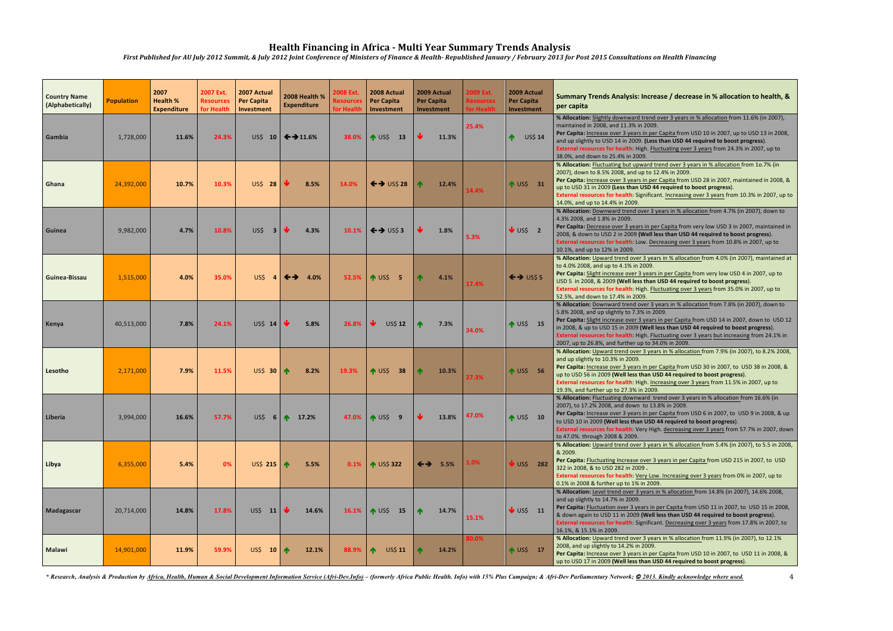# Health Financing in Africa - Multi Year Summary Trends Analysis

*First Published for AU July 2012 Summit, & July 2012 Joint Conference of Ministers of Finance & Health- Republished January / February 2013 for Post 2015 Consultations on Health Financing*

| Country Name (Alphabetically) | Population | 2007 Health % Expenditure | 2007 Ext. Resources for Health | 2007 Actual Per Capita Investment | 2008 Health % Expenditure | 2008 Ext. Resources for Health | 2008 Actual Per Capita Investment | 2009 Actual Per Capita Investment | 2009 Ext. Resources for Health | 2009 Actual Per Capita Investment | Summary Trends Analysis: Increase / decrease in % allocation to health, & per capita |
|---|---|---|---|---|---|---|---|---|---|---|---|
| Gambia | 1,728,000 | 11.6% | 24.3% | US$ 10 | ←→11.6% | 38.0% | ↑ US$ 13 | ↓ 11.3% | 25.4% | ↑ US$ 14 | **% Allocation:** Slightly downward trend over 3 years in % allocation from 11.6% (in 2007), maintained in 2008, and 11.3% in 2009. **Per Capita:** Increase over 3 years in per Capita from USD 10 in 2007, up to USD 13 in 2008, and up slightly to USD 14 in 2009. **(Less than USD 44 required to boost progress)**. **External resources for health:** High. Fluctuating over 3 years from 24.3% in 2007, up to 38.0%, and down to 25.4% in 2009. |
| Ghana | 24,392,000 | 10.7% | 10.3% | US$ 28 | ↓ 8.5% | 14.0% | ←→ US$ 28 | ↑ 12.4% | 14.4% | ↑ US$ 31 | **% Allocation:** Fluctuating but upward trend over 3 years in % allocation from 1o.7% (in 2007), down to 8.5% 2008, and up to 12.4% in 2009. **Per Capita:** Increase over 3 years in per Capita from USD 28 in 2007, maintained in 2008, & up to USD 31 in 2009 **(Less than USD 44 required to boost progress)**. **External resources for health:** Significant. Increasing over 3 years from 10.3% in 2007, up to 14.0%, and up to 14.4% in 2009. |
| Guinea | 9,982,000 | 4.7% | 10.8% | US$ 3 | ↓ 4.3% | 10.1% | ←→ US$ 3 | ↓ 1.8% | 5.3% | ↓ US$ 2 | **% Allocation:** Downward trend over 3 years in % allocation from 4.7% (in 2007), down to 4.3% 2008, and 1.8% in 2009. **Per Capita:** Decrease over 3 years in per Capita from very low USD 3 in 2007, maintained in 2008, & down to USD 2 in 2009 **(Well less than USD 44 required to boost progress)**. **External resources for health:** Low. Decreasing over 3 years from 10.8% in 2007, up to 10.1%, and up to 12% in 2009. |
| Guinea-Bissau | 1,515,000 | 4.0% | 35.0% | US$ 4 | ←→ 4.0% | 52.5% | ↑ US$ 5 | ↑ 4.1% | 17.4% | ←→ US$ 5 | **% Allocation:** Upward trend over 3 years in % allocation from 4.0% (in 2007), maintained at to 4.0% 2008, and up to 4.1% in 2009. **Per Capita:** Slight increase over 3 years in per Capita from very low USD 4 in 2007, up to USD 5 in 2008, & 2009 **(Well less than USD 44 required to boost progress)**. **External resources for health:** High. Fluctuating over 3 years from 35.0% in 2007, up to 52.5%, and down to 17.4% in 2009. |
| Kenya | 40,513,000 | 7.8% | 24.1% | US$ 14 | ↓ 5.8% | 26.8% | ↓ US$ 12 | ↑ 7.3% | 34.0% | ↑ US$ 15 | **% Allocation:** Downward trend over 3 years in % allocation from 7.8% (in 2007), down to 5.8% 2008, and up slightly to 7.3% in 2009. **Per Capita:** Slight increase over 3 years in per Capita from USD 14 in 2007, down to USD 12 in 2008, & up to USD 15 in 2009 **(Well less than USD 44 required to boost progress)**. **External resources for health:** High. Fluctuating over 3 years but increasing from 24.1% in 2007, up to 26.8%, and further up to 34.0% in 2009. |
| Lesotho | 2,171,000 | 7.9% | 11.5% | US$ 30 | ↑ 8.2% | 19.3% | ↑ US$ 38 | ↑ 10.3% | 27.3% | ↑ US$ 56 | **% Allocation:** Upward trend over 3 years in % allocation from 7.9% (in 2007), to 8.2% 2008, and up slightly to 10.3% in 2009. **Per Capita:** Increase over 3 years in per Capita from USD 30 in 2007, to USD 38 in 2008, & up to USD 56 in 2009 **(Well less than USD 44 required to boost progress)**. **External resources for health:** High. Increasing over 3 years from 11.5% in 2007, up to 19.3%, and further up to 27.3% in 2009. |
| Liberia | 3,994,000 | 16.6% | 57.7% | US$ 6 | ↑ 17.2% | 47.0% | ↑ US$ 9 | ↓ 13.8% | 47.0% | ↑ US$ 10 | **% Allocation:** Fluctuating downward trend over 3 years in % allocation from 16.6% (in 2007), to 17.2% 2008, and down to 13.8% in 2009. **Per Capita:** Increase over 3 years in per Capita from USD 6 in 2007, to USD 9 in 2008, & up to USD 10 in 2009 **(Well less than USD 44 required to boost progress)**. **External resources for health:** Very High. decreasing over 3 years from 57.7% in 2007, down to 47.0%. through 2008 & 2009. |
| Libya | 6,355,000 | 5.4% | 0% | US$ 215 | ↑ 5.5% | 0.1% | ↑ US$ 322 | ←→ 5.5% | 1.0% | ↓ US$ 282 | **% Allocation:** Upward trend over 3 years in % allocation from 5.4% (in 2007), to 5.5 in 2008, & 2009. **Per Capita:** Fluctuating Increase over 3 years in per Capita from USD 215 in 2007, to USD 322 in 2008, & to USD 282 in 2009 **.** **External resources for health:** Very Low. Increasing over 3 years from 0% in 2007, up to 0.1% in 2008 & further up to 1% in 2009. |
| Madagascar | 20,714,000 | 14.8% | 17.8% | US$ 11 | ↓ 14.6% | 16.1% | ↑ US$ 15 | ↑ 14.7% | 15.1% | ↓ US$ 11 | **% Allocation:** Level trend over 3 years in % allocation from 14.8% (in 2007), 14.6% 2008, and up slightly to 14.7% in 2009. **Per Capita:** Fluctuation over 3 years in per Capita from USD 11 in 2007, to USD 15 in 2008, & down again to USD 11 in 2009 **(Well less than USD 44 required to boost progress)**. **External resources for health:** Significant. Decreasing over 3 years from 17.8% in 2007, to 16.1%, & 15.1% in 2009. |
| Malawi | 14,901,000 | 11.9% | 59.9% | US$ 10 | ↑ 12.1% | 88.9% | ↑ US$ 11 | ↑ 14.2% | 80.0% | ↑ US$ 17 | **% Allocation:** Upward trend over 3 years in % allocation from 11.9% (in 2007), to 12.1% 2008, and up slightly to 14.2% in 2009. **Per Capita:** Increase over 3 years in per Capita from USD 10 in 2007, to USD 11 in 2008, & up to USD 17 in 2009 **(Well less than USD 44 required to boost progress)**. |

*\* Research, Analysis & Production by Africa, Health, Human & Social Development Information Service (Afri-Dev.Info) – (formerly Africa Public Health. Info) with 15% Plus Campaign; & Afri-Dev Parliamentary Network; © 2013. Kindly acknowledge where used.*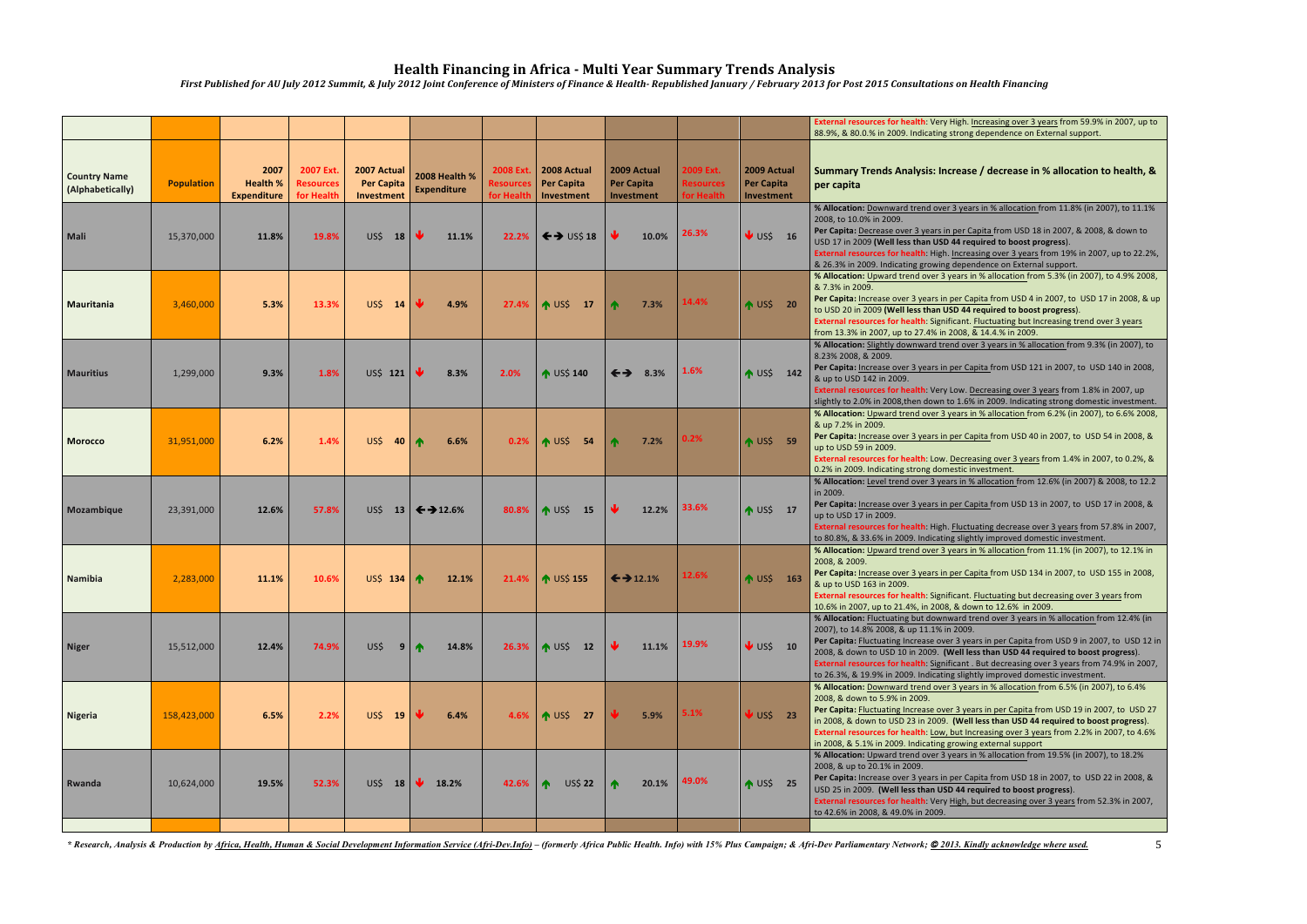# Health Financing in Africa - Multi Year Summary Trends Analysis

*First Published for AU July 2012 Summit, & July 2012 Joint Conference of Ministers of Finance & Health- Republished January / February 2013 for Post 2015 Consultations on Health Financing*

| | | | | | | | | | | | External resources for health: Very High. Increasing over 3 years from 59.9% in 2007, up to 88.9%, & 80.0.% in 2009. Indicating strong dependence on External support. |
|---|---|---|---|---|---|---|---|---|---|---|---|
| **Country Name (Alphabetically)** | **Population** | **2007 Health % Expenditure** | **2007 Ext. Resources for Health** | **2007 Actual Per Capita Investment** | **2008 Health % Expenditure** | **2008 Ext. Resources for Health** | **2008 Actual Per Capita Investment** | **2009 Actual Per Capita Investment** | **2009 Ext. Resources for Health** | **2009 Actual Per Capita Investment** | **Summary Trends Analysis: Increase / decrease in % allocation to health, & per capita** |
| **Mali** | 15,370,000 | 11.8% | 19.8% | US$ 18 | ↓ 11.1% | 22.2% | ←→ US$ 18 | ↓ 10.0% | 26.3% | ↓ US$ 16 | **% Allocation:** Downward trend over 3 years in % allocation from 11.8% (in 2007), to 11.1% 2008, to 10.0% in 2009. **Per Capita:** Decrease over 3 years in per Capita from USD 18 in 2007, & 2008, & down to USD 17 in 2009 **(Well less than USD 44 required to boost progress)**. **External resources for health:** High. Increasing over 3 years from 19% in 2007, up to 22.2%, & 26.3% in 2009. Indicating growing dependence on External support. |
| **Mauritania** | 3,460,000 | 5.3% | 13.3% | US$ 14 | ↓ 4.9% | 27.4% | ↑ US$ 17 | ↑ 7.3% | 14.4% | ↑ US$ 20 | **% Allocation:** Upward trend over 3 years in % allocation from 5.3% (in 2007), to 4.9% 2008, & 7.3% in 2009. **Per Capita:** Increase over 3 years in per Capita from USD 4 in 2007, to USD 17 in 2008, & up to USD 20 in 2009 **(Well less than USD 44 required to boost progress)**. **External resources for health:** Significant. Fluctuating but Increasing trend over 3 years from 13.3% in 2007, up to 27.4% in 2008, & 14.4.% in 2009. |
| **Mauritius** | 1,299,000 | 9.3% | 1.8% | US$ 121 | ↓ 8.3% | 2.0% | ↑ US$ 140 | ←→ 8.3% | 1.6% | ↑ US$ 142 | **% Allocation:** Slightly downward trend over 3 years in % allocation from 9.3% (in 2007), to 8.23% 2008, & 2009. **Per Capita:** Increase over 3 years in per Capita from USD 121 in 2007, to USD 140 in 2008, & up to USD 142 in 2009. **External resources for health:** Very Low. Decreasing over 3 years from 1.8% in 2007, up slightly to 2.0% in 2008,then down to 1.6% in 2009. Indicating strong domestic investment. |
| **Morocco** | 31,951,000 | 6.2% | 1.4% | US$ 40 | ↑ 6.6% | 0.2% | ↑ US$ 54 | ↑ 7.2% | 0.2% | ↑ US$ 59 | **% Allocation:** Upward trend over 3 years in % allocation from 6.2% (in 2007), to 6.6% 2008, & up 7.2% in 2009. **Per Capita:** Increase over 3 years in per Capita from USD 40 in 2007, to USD 54 in 2008, & up to USD 59 in 2009. **External resources for health:** Low. Decreasing over 3 years from 1.4% in 2007, to 0.2%, & 0.2% in 2009. Indicating strong domestic investment. |
| **Mozambique** | 23,391,000 | 12.6% | 57.8% | US$ 13 | ←→ 12.6% | 80.8% | ↑ US$ 15 | ↓ 12.2% | 33.6% | ↑ US$ 17 | **% Allocation:** Level trend over 3 years in % allocation from 12.6% (in 2007) & 2008, to 12.2 in 2009. **Per Capita:** Increase over 3 years in per Capita from USD 13 in 2007, to USD 17 in 2008, & up to USD 17 in 2009. **External resources for health:** High. Fluctuating decrease over 3 years from 57.8% in 2007, to 80.8%, & 33.6% in 2009. Indicating slightly improved domestic investment. |
| **Namibia** | 2,283,000 | 11.1% | 10.6% | US$ 134 | ↑ 12.1% | 21.4% | ↑ US$ 155 | ←→ 12.1% | 12.6% | ↑ US$ 163 | **% Allocation:** Upward trend over 3 years in % allocation from 11.1% (in 2007), to 12.1% in 2008, & 2009. **Per Capita:** Increase over 3 years in per Capita from USD 134 in 2007, to USD 155 in 2008, & up to USD 163 in 2009. **External resources for health:** Significant. Fluctuating but decreasing over 3 years from 10.6% in 2007, up to 21.4%, in 2008, & down to 12.6% in 2009. |
| **Niger** | 15,512,000 | 12.4% | 74.9% | US$ 9 | ↑ 14.8% | 26.3% | ↑ US$ 12 | ↓ 11.1% | 19.9% | ↓ US$ 10 | **% Allocation:** Fluctuating but downward trend over 3 years in % allocation from 12.4% (in 2007), to 14.8% 2008, & up 11.1% in 2009. **Per Capita:** Fluctuating Increase over 3 years in per Capita from USD 9 in 2007, to USD 12 in 2008, & down to USD 10 in 2009. **(Well less than USD 44 required to boost progress)**. **External resources for health:** Significant . But decreasing over 3 years from 74.9% in 2007, to 26.3%, & 19.9% in 2009. Indicating slightly improved domestic investment. |
| **Nigeria** | 158,423,000 | 6.5% | 2.2% | US$ 19 | ↓ 6.4% | 4.6% | ↑ US$ 27 | ↓ 5.9% | 5.1% | ↓ US$ 23 | **% Allocation:** Downward trend over 3 years in % allocation from 6.5% (in 2007), to 6.4% 2008, & down to 5.9% in 2009. **Per Capita:** Fluctuating Increase over 3 years in per Capita from USD 19 in 2007, to USD 27 in 2008, & down to USD 23 in 2009. **(Well less than USD 44 required to boost progress)**. **External resources for health:** Low, but Increasing over 3 years from 2.2% in 2007, to 4.6% in 2008, & 5.1% in 2009. Indicating growing external support |
| **Rwanda** | 10,624,000 | 19.5% | 52.3% | US$ 18 | ↓ 18.2% | 42.6% | ↑ US$ 22 | ↑ 20.1% | 49.0% | ↑ US$ 25 | **% Allocation:** Upward trend over 3 years in % allocation from 19.5% (in 2007), to 18.2% 2008, & up to 20.1% in 2009. **Per Capita:** Increase over 3 years in per Capita from USD 18 in 2007, to USD 22 in 2008, & USD 25 in 2009. **(Well less than USD 44 required to boost progress)**. **External resources for health:** Very High, but decreasing over 3 years from 52.3% in 2007, to 42.6% in 2008, & 49.0% in 2009. |

*\* Research, Analysis & Production by Africa, Health, Human & Social Development Information Service (Afri-Dev.Info) – (formerly Africa Public Health. Info) with 15% Plus Campaign; & Afri-Dev Parliamentary Network; © 2013. Kindly acknowledge where used.*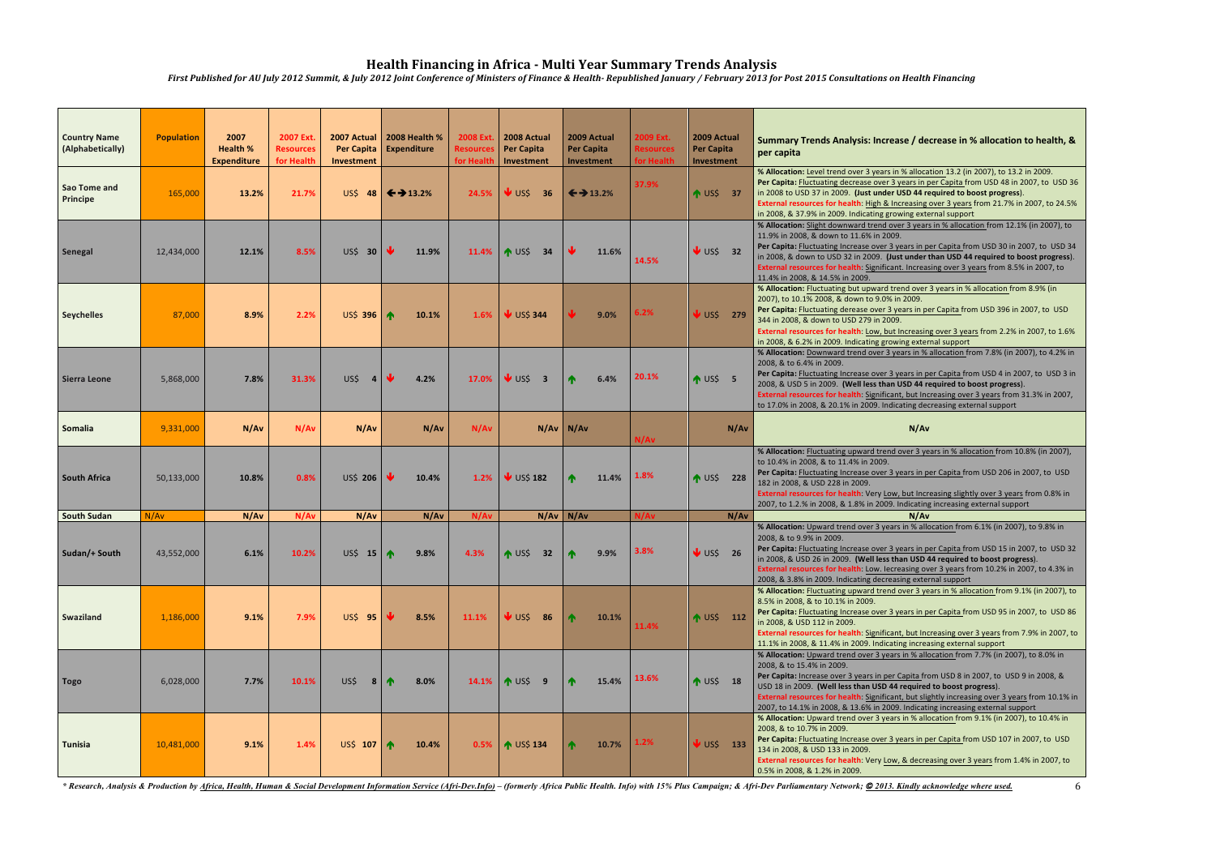# Health Financing in Africa - Multi Year Summary Trends Analysis

*First Published for AU July 2012 Summit, & July 2012 Joint Conference of Ministers of Finance & Health- Republished January / February 2013 for Post 2015 Consultations on Health Financing*

| Country Name (Alphabetically) | Population | 2007 Health % Expenditure | 2007 Ext. Resources for Health | 2007 Actual Per Capita Investment | 2008 Health % Expenditure | 2008 Ext. Resources for Health | 2008 Actual Per Capita Investment | 2009 Actual Per Capita Investment | 2009 Ext. Resources for Health | 2009 Actual Per Capita Investment | Summary Trends Analysis: Increase / decrease in % allocation to health, & per capita |
|---|---|---|---|---|---|---|---|---|---|---|---|
| Sao Tome and Principe | 165,000 | 13.2% | 21.7% | US$ 48 | ←→13.2% | 24.5% | ↓ US$ 36 | ←→13.2% | 37.9% | ↑ US$ 37 | **% Allocation:** Level trend over 3 years in % allocation 13.2 (in 2007), to 13.2 in 2009. **Per Capita:** Fluctuating decrease over 3 years in per Capita from USD 48 in 2007, to USD 36 in 2008 to USD 37 in 2009. **(Just under USD 44 required to boost progress)**. **External resources for health:** High & Increasing over 3 years from 21.7% in 2007, to 24.5% in 2008, & 37.9% in 2009. Indicating growing external support |
| Senegal | 12,434,000 | 12.1% | 8.5% | US$ 30 | ↓ 11.9% | 11.4% | ↑ US$ 34 | ↓ 11.6% | 14.5% | ↓ US$ 32 | **% Allocation:** Slight downward trend over 3 years in % allocation from 12.1% (in 2007), to 11.9% in 2008, & down to 11.6% in 2009. **Per Capita:** Fluctuating Increase over 3 years in per Capita from USD 30 in 2007, to USD 34 in 2008, & down to USD 32 in 2009. **(Just under than USD 44 required to boost progress)**. **External resources for health:** Significant. Increasing over 3 years from 8.5% in 2007, to 11.4% in 2008, & 14.5% in 2009. |
| Seychelles | 87,000 | 8.9% | 2.2% | US$ 396 | ↑ 10.1% | 1.6% | ↓ US$ 344 | ↓ 9.0% | 6.2% | ↓ US$ 279 | **% Allocation:** Fluctuating but upward trend over 3 years in % allocation from 8.9% (in 2007), to 10.1% 2008, & down to 9.0% in 2009. **Per Capita:** Fluctuating derease over 3 years in per Capita from USD 396 in 2007, to USD 344 in 2008, & down to USD 279 in 2009. **External resources for health:** Low, but Increasing over 3 years from 2.2% in 2007, to 1.6% in 2008, & 6.2% in 2009. Indicating growing external support |
| Sierra Leone | 5,868,000 | 7.8% | 31.3% | US$ 4 | ↓ 4.2% | 17.0% | ↓ US$ 3 | ↑ 6.4% | 20.1% | ↑ US$ 5 | **% Allocation:** Downward trend over 3 years in % allocation from 7.8% (in 2007), to 4.2% in 2008, & to 6.4% in 2009. **Per Capita:** Fluctuating Increase over 3 years in per Capita from USD 4 in 2007, to USD 3 in 2008, & USD 5 in 2009. **(Well less than USD 44 required to boost progress)**. **External resources for health:** Significant, but Increasing over 3 years from 31.3% in 2007, to 17.0% in 2008, & 20.1% in 2009. Indicating decreasing external support |
| Somalia | 9,331,000 | N/Av | N/Av | N/Av | N/Av | N/Av | N/Av | N/Av | N/Av | N/Av | N/Av |
| South Africa | 50,133,000 | 10.8% | 0.8% | US$ 206 | ↓ 10.4% | 1.2% | ↓ US$ 182 | ↑ 11.4% | 1.8% | ↑ US$ 228 | **% Allocation:** Fluctuating upward trend over 3 years in % allocation from 10.8% (in 2007), to 10.4% in 2008, & to 11.4% in 2009. **Per Capita:** Fluctuating Increase over 3 years in per Capita from USD 206 in 2007, to USD 182 in 2008, & USD 228 in 2009. **External resources for health:** Very Low, but Increasing slightly over 3 years from 0.8% in 2007, to 1.2% in 2008, & 1.8% in 2009. Indicating increasing external support |
| South Sudan | N/Av | N/Av | N/Av | N/Av | N/Av | N/Av | N/Av | N/Av | N/Av | N/Av | N/Av |
| Sudan/+ South | 43,552,000 | 6.1% | 10.2% | US$ 15 | ↑ 9.8% | 4.3% | ↑ US$ 32 | ↑ 9.9% | 3.8% | ↓ US$ 26 | **% Allocation:** Upward trend over 3 years in % allocation from 6.1% (in 2007), to 9.8% in 2008, & to 9.9% in 2009. **Per Capita:** Fluctuating Increase over 3 years in per Capita from USD 15 in 2007, to USD 32 in 2008, & USD 26 in 2009. **(Well less than USD 44 required to boost progress)**. **External resources for health:** Low. Iecreasing over 3 years from 10.2% in 2007, to 4.3% in 2008, & 3.8% in 2009. Indicating decreasing external support |
| Swaziland | 1,186,000 | 9.1% | 7.9% | US$ 95 | ↓ 8.5% | 11.1% | ↓ US$ 86 | ↑ 10.1% | 11.4% | ↑ US$ 112 | **% Allocation:** Fluctuating upward trend over 3 years in % allocation from 9.1% (in 2007), to 8.5% in 2008, & to 10.1% in 2009. **Per Capita:** Fluctuating Increase over 3 years in per Capita from USD 95 in 2007, to USD 86 in 2008, & USD 112 in 2009. **External resources for health:** Significant, but Increasing over 3 years from 7.9% in 2007, to 11.1% in 2008, & 11.4% in 2009. Indicating increasing external support |
| Togo | 6,028,000 | 7.7% | 10.1% | US$ 8 | ↑ 8.0% | 14.1% | ↑ US$ 9 | ↑ 15.4% | 13.6% | ↑ US$ 18 | **% Allocation:** Upward trend over 3 years in % allocation from 7.7% (in 2007), to 8.0% in 2008, & to 15.4% in 2009. **Per Capita:** Increase over 3 years in per Capita from USD 8 in 2007, to USD 9 in 2008, & USD 18 in 2009. **(Well less than USD 44 required to boost progress)**. **External resources for health:** Significant, but slightly increasing over 3 years from 10.1% in 2007, to 14.1% in 2008, & 13.6% in 2009. Indicating increasing external support |
| Tunisia | 10,481,000 | 9.1% | 1.4% | US$ 107 | ↑ 10.4% | 0.5% | ↑ US$ 134 | ↑ 10.7% | 1.2% | ↓ US$ 133 | **% Allocation:** Upward trend over 3 years in % allocation from 9.1% (in 2007), to 10.4% in 2008, & to 10.7% in 2009. **Per Capita:** Fluctuating Increase over 3 years in per Capita from USD 107 in 2007, to USD 134 in 2008, & USD 133 in 2009. **External resources for health:** Very Low, & decreasing over 3 years from 1.4% in 2007, to 0.5% in 2008, & 1.2% in 2009. |

*\* Research, Analysis & Production by Africa, Health, Human & Social Development Information Service (Afri-Dev.Info) – (formerly Africa Public Health. Info) with 15% Plus Campaign; & Afri-Dev Parliamentary Network; © 2013. Kindly acknowledge where used.*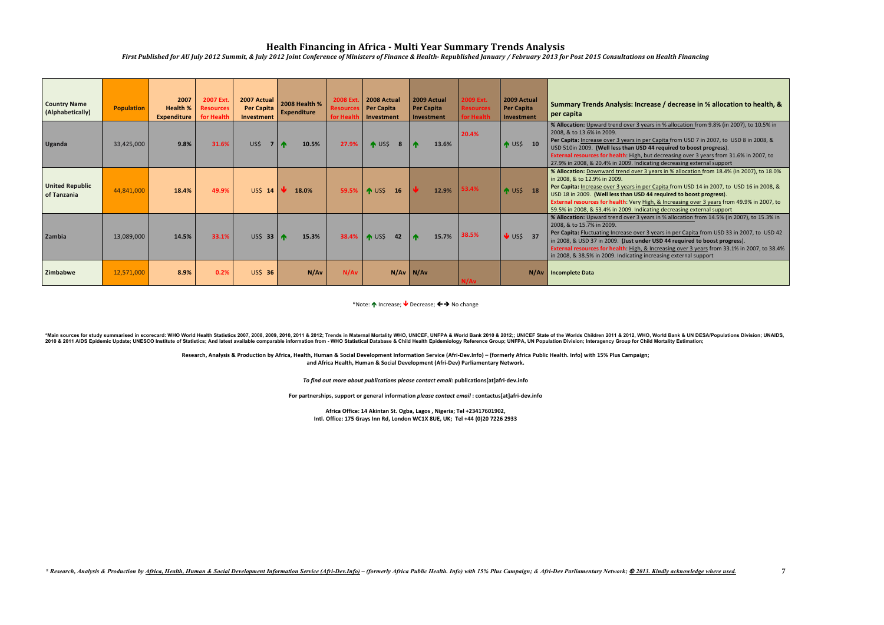# Health Financing in Africa - Multi Year Summary Trends Analysis

*First Published for AU July 2012 Summit, & July 2012 Joint Conference of Ministers of Finance & Health- Republished January / February 2013 for Post 2015 Consultations on Health Financing*

| Country Name (Alphabetically) | Population | 2007 Health % Expenditure | 2007 Ext. Resources for Health | 2007 Actual Per Capita Investment | 2008 Health % Expenditure | 2008 Ext. Resources for Health | 2008 Actual Per Capita Investment | 2009 Actual Per Capita Investment | 2009 Ext. Resources for Health | 2009 Actual Per Capita Investment | Summary Trends Analysis: Increase / decrease in % allocation to health, & per capita |
|---|---|---|---|---|---|---|---|---|---|---|---|
| Uganda | 33,425,000 | 9.8% | 31.6% | US$ 7 | ↑ 10.5% | 27.9% | ↑ US$ 8 | ↑ 13.6% | 20.4% | ↑ US$ 10 | **% Allocation:** Upward trend over 3 years in % allocation from 9.8% (in 2007), to 10.5% in 2008, & to 13.6% in 2009. **Per Capita:** Increase over 3 years in per Capita from USD 7 in 2007, to USD 8 in 2008, & USD 510in 2009. **(Well less than USD 44 required to boost progress)**. **External resources for health:** High, but decreasing over 3 years from 31.6% in 2007, to 27.9% in 2008, & 20.4% in 2009. Indicating decreasing external support |
| United Republic of Tanzania | 44,841,000 | 18.4% | 49.9% | US$ 14 | ↓ 18.0% | 59.5% | ↑ US$ 16 | ↓ 12.9% | 53.4% | ↑ US$ 18 | **% Allocation:** Downward trend over 3 years in % allocation from 18.4% (in 2007), to 18.0% in 2008, & to 12.9% in 2009. **Per Capita:** Increase over 3 years in per Capita from USD 14 in 2007, to USD 16 in 2008, & USD 18 in 2009. **(Well less than USD 44 required to boost progress)**. **External resources for health:** Very High, & Increasing over 3 years from 49.9% in 2007, to 59.5% in 2008, & 53.4% in 2009. Indicating decreasing external support |
| Zambia | 13,089,000 | 14.5% | 33.1% | US$ 33 | ↑ 15.3% | 38.4% | ↑ US$ 42 | ↑ 15.7% | 38.5% | ↓ US$ 37 | **% Allocation:** Upward trend over 3 years in % allocation from 14.5% (in 2007), to 15.3% in 2008, & to 15.7% in 2009. **Per Capita:** Fluctuating Increase over 3 years in per Capita from USD 33 in 2007, to USD 42 in 2008, & USD 37 in 2009. **(Just under USD 44 required to boost progress)**. **External resources for health:** High, & Increasing over 3 years from 33.1% in 2007, to 38.4% in 2008, & 38.5% in 2009. Indicating increasing external support |
| Zimbabwe | 12,571,000 | 8.9% | 0.2% | US$ 36 | N/Av | N/Av | N/Av | N/Av | N/Av | N/Av | Incomplete Data |

*Note: ↑ Increase; ↓ Decrease; ←→ No change

*Main sources for study summarised in scorecard: WHO World Health Statistics 2007, 2008, 2009, 2010, 2011 & 2012; Trends in Maternal Mortality WHO, UNICEF, UNFPA & World Bank 2010 & 2012;; UNICEF State of the Worlds Children 2011 & 2012, WHO, World Bank & UN DESA/Populations Division; UNAIDS, 2010 & 2011 AIDS Epidemic Update; UNESCO Institute of Statistics; And latest available comparable information from - WHO Statistical Database & Child Health Epidemiology Reference Group; UNFPA, UN Population Division; Interagency Group for Child Mortality Estimation;

**Research, Analysis & Production by Africa, Health, Human & Social Development Information Service (Afri-Dev.Info) – (formerly Africa Public Health. Info) with 15% Plus Campaign; and Africa Health, Human & Social Development (Afri-Dev) Parliamentary Network.**

***To find out more about publications please contact email:* publications[at]afri-dev.info**

**For partnerships, support or general information *please contact email* : contactus[at]afri-dev.info**

**Africa Office: 14 Akintan St. Ogba, Lagos , Nigeria; Tel +23417601902,**
**Intl. Office: 175 Grays Inn Rd, London WC1X 8UE, UK; Tel +44 (0)20 7226 2933**

*\* Research, Analysis & Production by Africa, Health, Human & Social Development Information Service (Afri-Dev.Info) – (formerly Africa Public Health. Info) with 15% Plus Campaign; & Afri-Dev Parliamentary Network; © 2013. Kindly acknowledge where used.*